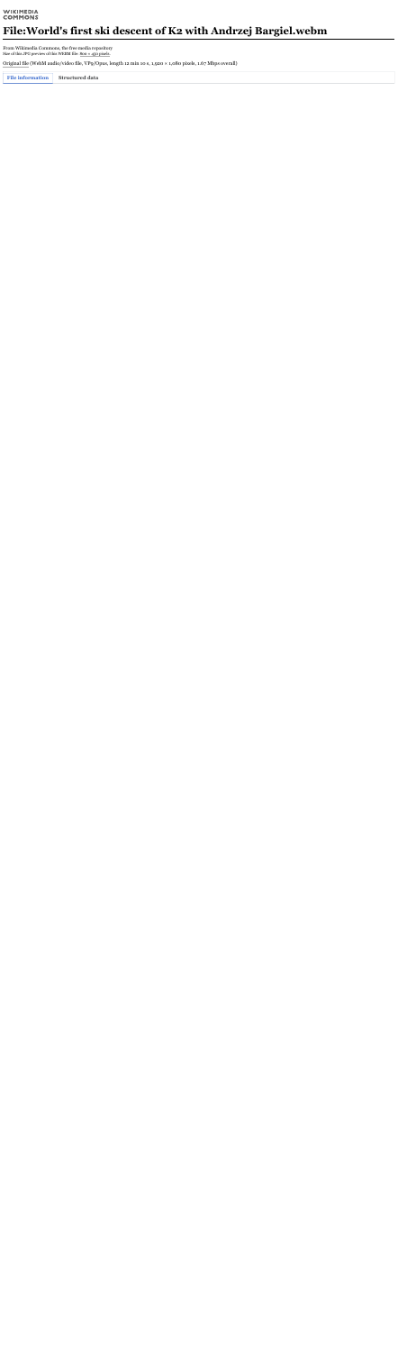WIKIMEDIA
COMMONS

# File:World's first ski descent of K2 with Andrzej Bargiel.webm

From Wikimedia Commons, the free media repository

Size of this JPG preview of this WEBM file: 800 × 450 pixels.

Original file (WebM audio/video file, VP9/Opus, length 12 min 10 s, 1,920 × 1,080 pixels, 1.67 Mbps overall)

File information | Structured data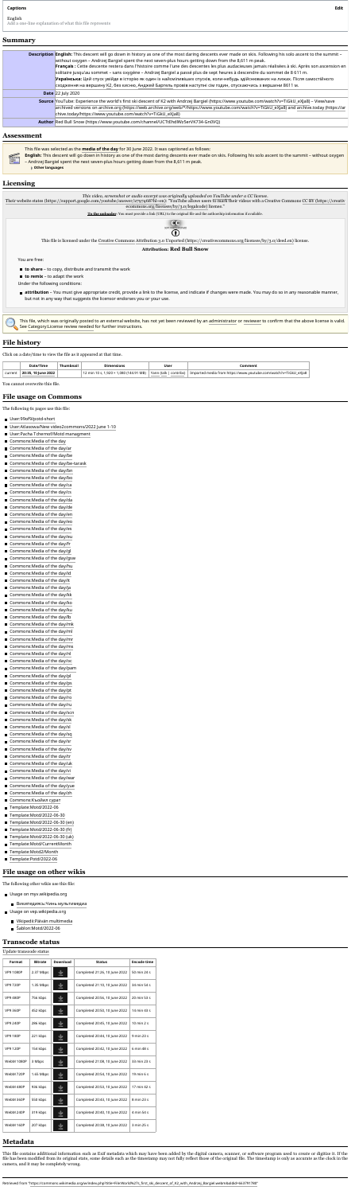**Captions** Edit

English

Add a one-line explanation of what this file represents

## Summary

| | |
|---|---|
| **Description** | **English:** This descent will go down in history as one of the most daring descents ever made on skis. Following his solo ascent to the summit – without oxygen – Andrzej Bargiel spent the next seven-plus hours getting down from the 8,611 m peak. **Français :** Cette descente restera dans l'histoire comme l'une des descentes les plus audacieuses jamais réalisées à ski. Après son ascension en solitaire jusqu'au sommet – sans oxygène – Andrzej Bargiel a passé plus de sept heures à descendre du sommet de 8 611 m. **Українська:** Цей спуск увійде в історію як один із найсміливіших спусків, коли-небудь здійснених на лижах. Після самостійного сходження на вершину К2, без кисню, Анджей Баргель провів наступні сім годин, спускаючись з вершини 8611 м. |
| **Date** | 22 July 2020 |
| **Source** | YouTube: Experience the world's first ski descent of K2 with Andrzej Bargiel (https://www.youtube.com/watch?v=TiGkU_eXJaI) – View/save archived versions on archive.org (https://web.archive.org/web/*/https://www.youtube.com/watch?v=TiGkU_eXJaI) and archive.today (https://archive.today/https://www.youtube.com/watch?v=TiGkU_eXJaI) |
| **Author** | Red Bull Snow (https://www.youtube.com/channel/UCTtEhdWzSenVK734-Gn0VQ) |

## Assessment

This file was selected as the **media of the day** for 30 June 2022. It was captioned as follows:

**English:** This descent will go down in history as one of the most daring descents ever made on skis. Following his solo ascent to the summit – without oxygen – Andrzej Bargiel spent the next seven-plus hours getting down from the 8,611 m peak.

Other languages

## Licensing

*This video, screenshot or audio excerpt was originally uploaded on YouTube under a CC license.*
*Their website states (https://support.google.com/youtube/answer/2797468?hl=en): "YouTube allows users to mark their videos with a Creative Commons CC BY (https://creativecommons.org/licenses/by/3.0/legalcode) license."*

**To the uploader:** You must provide a link (URL) to the original file and the authorship information if available.

This file is licensed under the Creative Commons Attribution 3.0 Unported (https://creativecommons.org/licenses/by/3.0/deed.en) license.

**Attribution: Red Bull Snow**

You are free:

- **to share** – to copy, distribute and transmit the work
- **to remix** – to adapt the work

Under the following conditions:

- **attribution** – You must give appropriate credit, provide a link to the license, and indicate if changes were made. You may do so in any reasonable manner, but not in any way that suggests the licensor endorses you or your use.

This file, which was originally posted to an external website, has not yet been reviewed by an administrator or reviewer to confirm that the above license is valid. See Category:License review needed for further instructions.

## File history

Click on a date/time to view the file as it appeared at that time.

| | Date/Time | Thumbnail | Dimensions | User | Comment |
|---|---|---|---|---|---|
| current | 20:35, 10 June 2022 | | 12 min 10 s, 1,920 × 1,080 (149.91 MB) | Yann (talk \| contribs) | Imported media from https://www.youtube.com/watch?v=TiGkU_eXJaI |

You cannot overwrite this file.

## File usage on Commons

The following 61 pages use this file:

- User:99of9/potd-short
- User:Atlasowa/New video2commons/2022 June 1-10
- User:Pacha Tchernof/Motd managment
- Commons:Media of the day
- Commons:Media of the day/ar
- Commons:Media of the day/be
- Commons:Media of the day/be-tarask
- Commons:Media of the day/bn
- Commons:Media of the day/bo
- Commons:Media of the day/ca
- Commons:Media of the day/cs
- Commons:Media of the day/da
- Commons:Media of the day/de
- Commons:Media of the day/en
- Commons:Media of the day/eo
- Commons:Media of the day/es
- Commons:Media of the day/eu
- Commons:Media of the day/fr
- Commons:Media of the day/gl
- Commons:Media of the day/gsw
- Commons:Media of the day/hu
- Commons:Media of the day/id
- Commons:Media of the day/it
- Commons:Media of the day/ja
- Commons:Media of the day/kk
- Commons:Media of the day/ko
- Commons:Media of the day/ku
- Commons:Media of the day/lb
- Commons:Media of the day/mk
- Commons:Media of the day/ml
- Commons:Media of the day/mr
- Commons:Media of the day/ms
- Commons:Media of the day/nl
- Commons:Media of the day/oc
- Commons:Media of the day/pam
- Commons:Media of the day/pl
- Commons:Media of the day/ps
- Commons:Media of the day/pt
- Commons:Media of the day/ro
- Commons:Media of the day/ru
- Commons:Media of the day/scn
- Commons:Media of the day/sk
- Commons:Media of the day/sl
- Commons:Media of the day/sq
- Commons:Media of the day/sr
- Commons:Media of the day/sv
- Commons:Media of the day/tr
- Commons:Media of the day/uk
- Commons:Media of the day/vi
- Commons:Media of the day/wuu
- Commons:Media of the day/yue
- Commons:Media of the day/zh
- Commons:Күнійн сурат
- Template:Motd/2022-06
- Template:Motd/2022-06-30
- Template:Motd/2022-06-30 (en)
- Template:Motd/2022-06-30 (fr)
- Template:Motd/2022-06-30 (uk)
- Template:Motd/CurrentMonth
- Template:Motd2/Month
- Template:Potd/2022-06

## File usage on other wikis

The following other wikis use this file:

- Usage on myv.wikipedia.org
  - Википедиясь:Чинь мультимедия
- Usage on vep.wikipedia.org
  - Vikipedii:Päivän multimedia
  - Šablon:Motd/2022-06

## Transcode status

Update transcode status

| Format | Bitrate | Download | Status | Encode time |
|---|---|---|---|---|
| VP9 1080P | 2.37 Mbps | | Completed 21:26, 10 June 2022 | 50 min 24 s |
| VP9 720P | 1.35 Mbps | | Completed 21:10, 10 June 2022 | 34 min 54 s |
| VP9 480P | 756 kbps | | Completed 20:56, 10 June 2022 | 20 min 50 s |
| VP9 360P | 452 kbps | | Completed 20:50, 10 June 2022 | 16 min 43 s |
| VP9 240P | 286 kbps | | Completed 20:45, 10 June 2022 | 10 min 2 s |
| VP9 180P | 221 kbps | | Completed 20:44, 10 June 2022 | 9 min 23 s |
| VP9 120P | 154 kbps | | Completed 20:42, 10 June 2022 | 6 min 48 s |
| WebM 1080P | 3 Mbps | | Completed 21:08, 10 June 2022 | 33 min 23 s |
| WebM 720P | 1.65 Mbps | | Completed 20:54, 10 June 2022 | 19 min 6 s |
| WebM 480P | 936 kbps | | Completed 20:53, 10 June 2022 | 17 min 42 s |
| WebM 360P | 550 kbps | | Completed 20:43, 10 June 2022 | 8 min 23 s |
| WebM 240P | 319 kbps | | Completed 20:40, 10 June 2022 | 4 min 54 s |
| WebM 160P | 207 kbps | | Completed 20:38, 10 June 2022 | 3 min 25 s |

## Metadata

This file contains additional information such as Exif metadata which may have been added by the digital camera, scanner, or software program used to create or digitize it. If the file has been modified from its original state, some details such as the timestamp may not fully reflect those of the original file. The timestamp is only as accurate as the clock in the camera, and it may be completely wrong.

Retrieved from "https://commons.wikimedia.org/w/index.php?title=File:World%27s_first_ski_descent_of_K2_with_Andrzej_Bargiel.webm&oldid=663791788"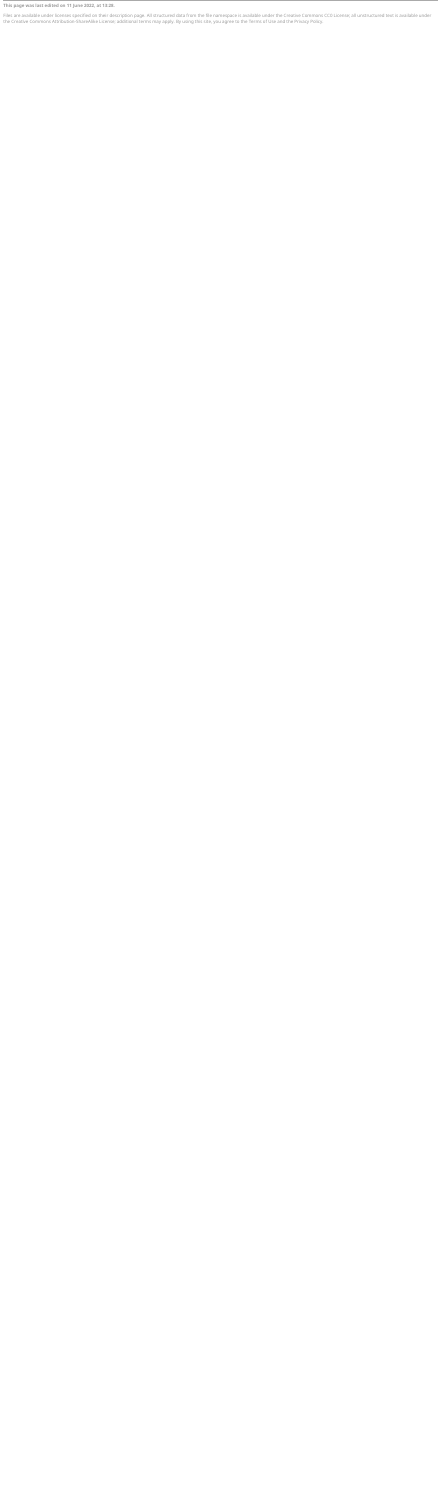**This page was last edited on 11 June 2022, at 13:39.**

Files are available under licenses specified on their description page. All structured data from the file namespace is available under the Creative Commons CC0 License; all unstructured text is available under the Creative Commons Attribution-ShareAlike License; additional terms may apply. By using this site, you agree to the Terms of Use and the Privacy Policy.